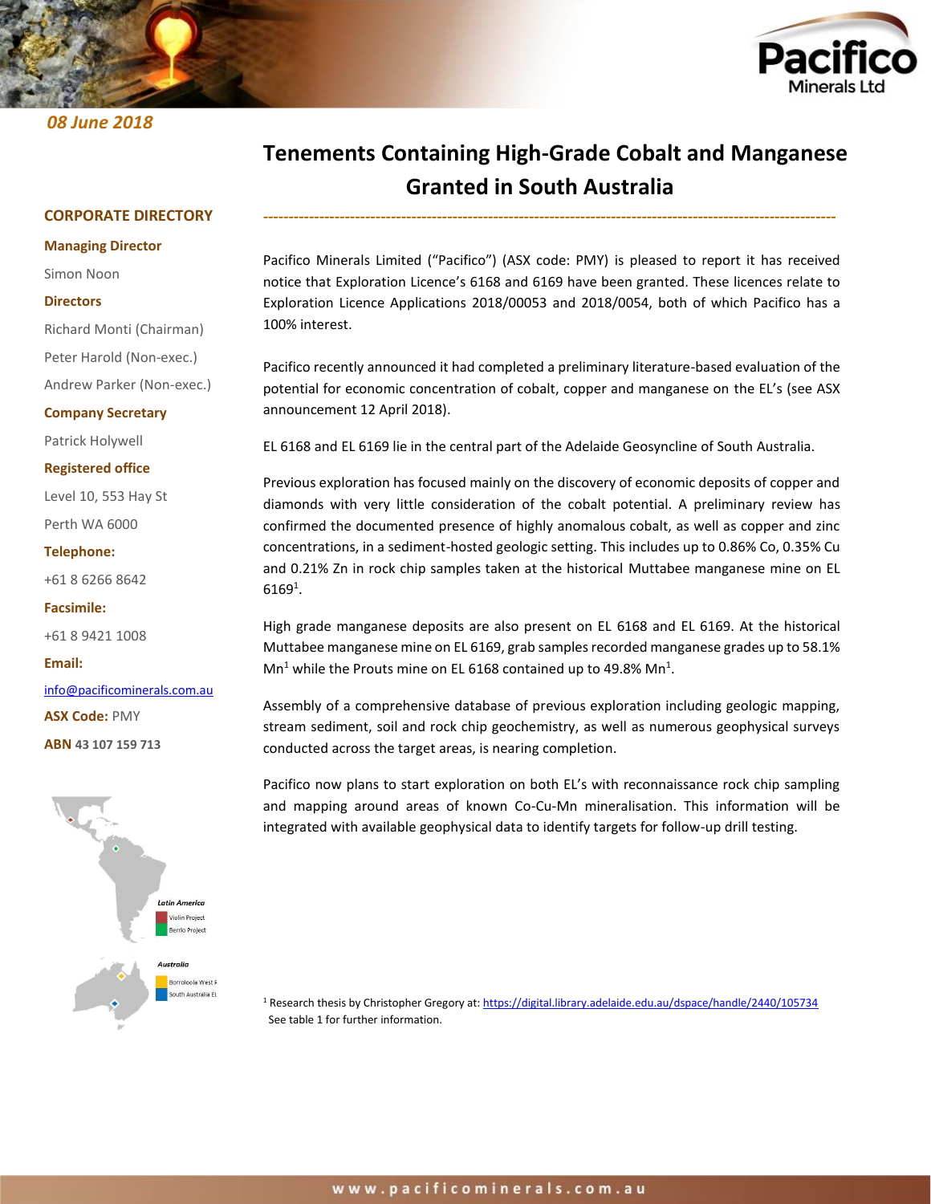08 June 2018

# Tenements Containing High-Grade Cobalt and Manganese Granted in South Australia

**CORPORATE DIRECTORY**

**Managing Director**

Simon Noon

**Directors**

Richard Monti (Chairman)

Peter Harold (Non-exec.)

Andrew Parker (Non-exec.)

**Company Secretary**

Patrick Holywell

**Registered office**

Level 10, 553 Hay St

Perth WA 6000

**Telephone:**

+61 8 6266 8642

**Facsimile:**

+61 8 9421 1008

**Email:**

info@pacificominerals.com.au

**ASX Code:** PMY

**ABN** 43 107 159 713

Latin America

Violin Project

Berrio Project

Australia

Borroloola West P

South Australia EL

Pacifico Minerals Limited ("Pacifico") (ASX code: PMY) is pleased to report it has received notice that Exploration Licence's 6168 and 6169 have been granted. These licences relate to Exploration Licence Applications 2018/00053 and 2018/0054, both of which Pacifico has a 100% interest.

Pacifico recently announced it had completed a preliminary literature-based evaluation of the potential for economic concentration of cobalt, copper and manganese on the EL's (see ASX announcement 12 April 2018).

EL 6168 and EL 6169 lie in the central part of the Adelaide Geosyncline of South Australia.

Previous exploration has focused mainly on the discovery of economic deposits of copper and diamonds with very little consideration of the cobalt potential. A preliminary review has confirmed the documented presence of highly anomalous cobalt, as well as copper and zinc concentrations, in a sediment-hosted geologic setting. This includes up to 0.86% Co, 0.35% Cu and 0.21% Zn in rock chip samples taken at the historical Muttabee manganese mine on EL 6169[1].

High grade manganese deposits are also present on EL 6168 and EL 6169. At the historical Muttabee manganese mine on EL 6169, grab samples recorded manganese grades up to 58.1% Mn[1] while the Prouts mine on EL 6168 contained up to 49.8% Mn[1].

Assembly of a comprehensive database of previous exploration including geologic mapping, stream sediment, soil and rock chip geochemistry, as well as numerous geophysical surveys conducted across the target areas, is nearing completion.

Pacifico now plans to start exploration on both EL's with reconnaissance rock chip sampling and mapping around areas of known Co-Cu-Mn mineralisation. This information will be integrated with available geophysical data to identify targets for follow-up drill testing.

[1] Research thesis by Christopher Gregory at: https://digital.library.adelaide.edu.au/dspace/handle/2440/105734
See table 1 for further information.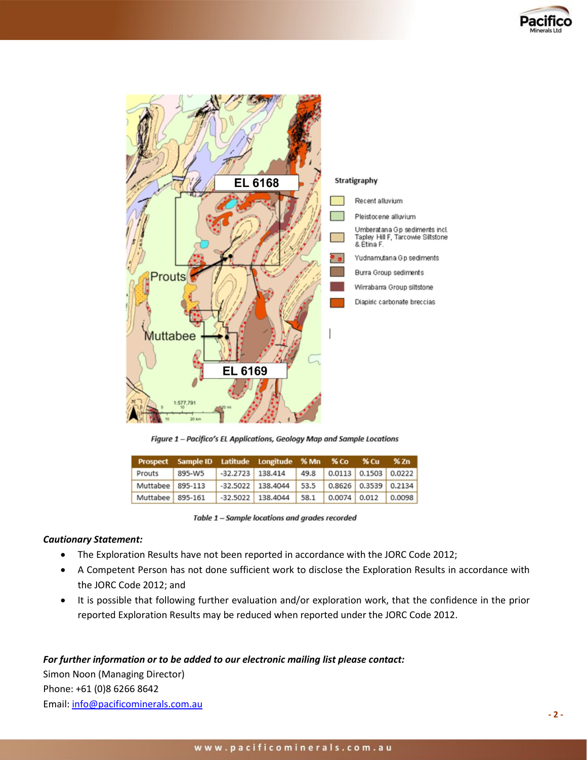*Figure 1 – Pacifico's EL Applications, Geology Map and Sample Locations*

| Prospect | Sample ID | Latitude | Longitude | % Mn | % Co | % Cu | % Zn |
|---|---|---|---|---|---|---|---|
| Prouts | 895-W5 | -32.2723 | 138.414 | 49.8 | 0.0113 | 0.1503 | 0.0222 |
| Muttabee | 895-113 | -32.5022 | 138.4044 | 53.5 | 0.8626 | 0.3539 | 0.2134 |
| Muttabee | 895-161 | -32.5022 | 138.4044 | 58.1 | 0.0074 | 0.012 | 0.0098 |

*Table 1 – Sample locations and grades recorded*

***Cautionary Statement:***

- The Exploration Results have not been reported in accordance with the JORC Code 2012;
- A Competent Person has not done sufficient work to disclose the Exploration Results in accordance with the JORC Code 2012; and
- It is possible that following further evaluation and/or exploration work, that the confidence in the prior reported Exploration Results may be reduced when reported under the JORC Code 2012.

***For further information or to be added to our electronic mailing list please contact:***

Simon Noon (Managing Director)
Phone: +61 (0)8 6266 8642
Email: info@pacificominerals.com.au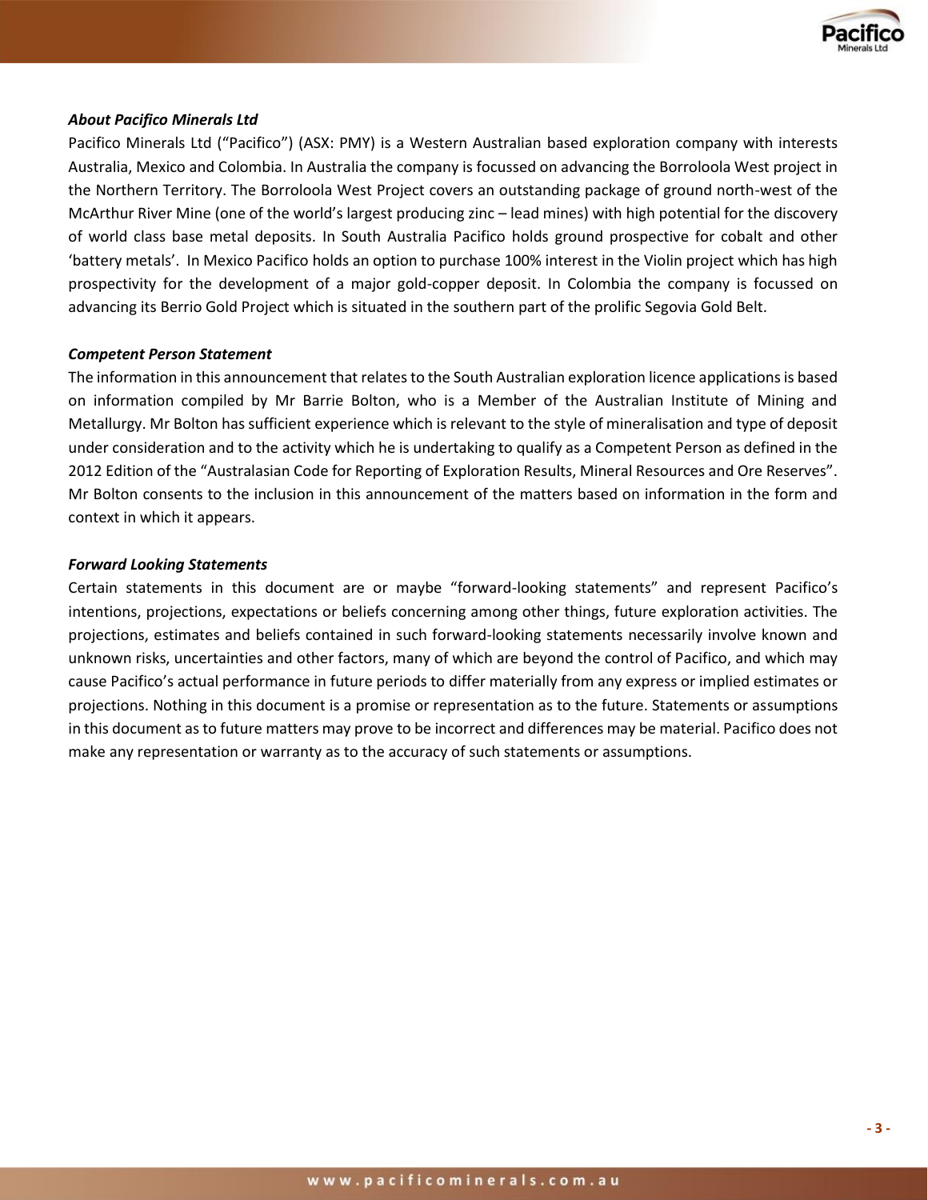***About Pacifico Minerals Ltd***

Pacifico Minerals Ltd ("Pacifico") (ASX: PMY) is a Western Australian based exploration company with interests Australia, Mexico and Colombia. In Australia the company is focussed on advancing the Borroloola West project in the Northern Territory. The Borroloola West Project covers an outstanding package of ground north-west of the McArthur River Mine (one of the world's largest producing zinc – lead mines) with high potential for the discovery of world class base metal deposits. In South Australia Pacifico holds ground prospective for cobalt and other 'battery metals'. In Mexico Pacifico holds an option to purchase 100% interest in the Violin project which has high prospectivity for the development of a major gold-copper deposit. In Colombia the company is focussed on advancing its Berrio Gold Project which is situated in the southern part of the prolific Segovia Gold Belt.

***Competent Person Statement***

The information in this announcement that relates to the South Australian exploration licence applications is based on information compiled by Mr Barrie Bolton, who is a Member of the Australian Institute of Mining and Metallurgy. Mr Bolton has sufficient experience which is relevant to the style of mineralisation and type of deposit under consideration and to the activity which he is undertaking to qualify as a Competent Person as defined in the 2012 Edition of the "Australasian Code for Reporting of Exploration Results, Mineral Resources and Ore Reserves". Mr Bolton consents to the inclusion in this announcement of the matters based on information in the form and context in which it appears.

***Forward Looking Statements***

Certain statements in this document are or maybe "forward-looking statements" and represent Pacifico's intentions, projections, expectations or beliefs concerning among other things, future exploration activities. The projections, estimates and beliefs contained in such forward-looking statements necessarily involve known and unknown risks, uncertainties and other factors, many of which are beyond the control of Pacifico, and which may cause Pacifico's actual performance in future periods to differ materially from any express or implied estimates or projections. Nothing in this document is a promise or representation as to the future. Statements or assumptions in this document as to future matters may prove to be incorrect and differences may be material. Pacifico does not make any representation or warranty as to the accuracy of such statements or assumptions.